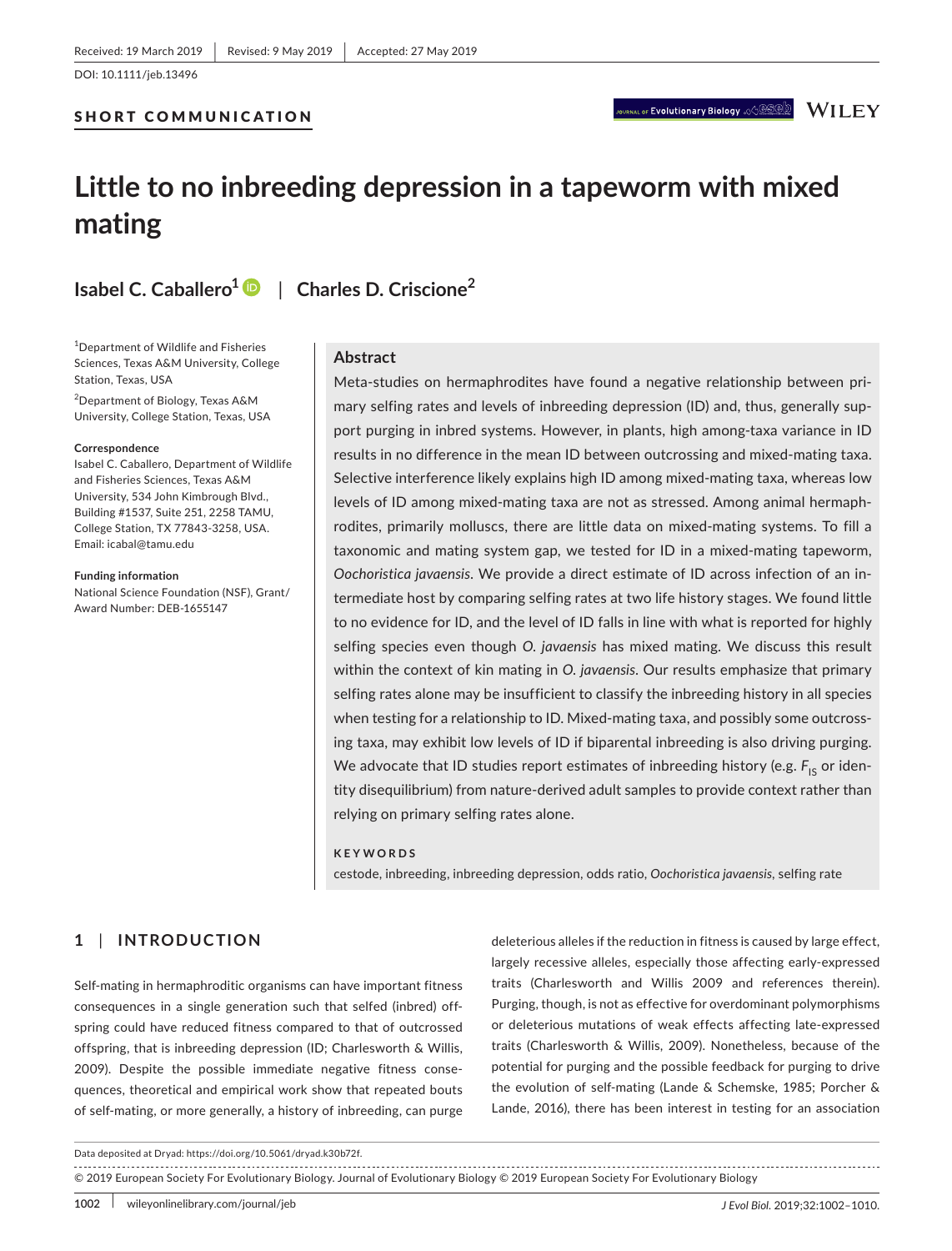Received: 19 March 2019 | Revised: 9 May 2019 | Accepted: 27 May 2019

DOI: 10.1111/jeb.13496

**SHORT COMMUNICATION**

# Little to no inbreeding depression in a tapeworm with mixed mating

**Isabel C. Caballero**[1] | **Charles D. Criscione**[2]

[1]Department of Wildlife and Fisheries Sciences, Texas A&M University, College Station, Texas, USA

[2]Department of Biology, Texas A&M University, College Station, Texas, USA

**Correspondence**
Isabel C. Caballero, Department of Wildlife and Fisheries Sciences, Texas A&M University, 534 John Kimbrough Blvd., Building #1537, Suite 251, 2258 TAMU, College Station, TX 77843-3258, USA.
Email: icabal@tamu.edu

**Funding information**
National Science Foundation (NSF), Grant/Award Number: DEB-1655147

## Abstract

Meta-studies on hermaphrodites have found a negative relationship between primary selfing rates and levels of inbreeding depression (ID) and, thus, generally support purging in inbred systems. However, in plants, high among-taxa variance in ID results in no difference in the mean ID between outcrossing and mixed-mating taxa. Selective interference likely explains high ID among mixed-mating taxa, whereas low levels of ID among mixed-mating taxa are not as stressed. Among animal hermaphrodites, primarily molluscs, there are little data on mixed-mating systems. To fill a taxonomic and mating system gap, we tested for ID in a mixed-mating tapeworm, *Oochoristica javaensis*. We provide a direct estimate of ID across infection of an intermediate host by comparing selfing rates at two life history stages. We found little to no evidence for ID, and the level of ID falls in line with what is reported for highly selfing species even though *O. javaensis* has mixed mating. We discuss this result within the context of kin mating in *O. javaensis*. Our results emphasize that primary selfing rates alone may be insufficient to classify the inbreeding history in all species when testing for a relationship to ID. Mixed-mating taxa, and possibly some outcrossing taxa, may exhibit low levels of ID if biparental inbreeding is also driving purging. We advocate that ID studies report estimates of inbreeding history (e.g. $F_{IS}$ or identity disequilibrium) from nature-derived adult samples to provide context rather than relying on primary selfing rates alone.

**KEYWORDS**

cestode, inbreeding, inbreeding depression, odds ratio, *Oochoristica javaensis*, selfing rate

## 1 | INTRODUCTION

Self-mating in hermaphroditic organisms can have important fitness consequences in a single generation such that selfed (inbred) offspring could have reduced fitness compared to that of outcrossed offspring, that is inbreeding depression (ID; Charlesworth & Willis, 2009). Despite the possible immediate negative fitness consequences, theoretical and empirical work show that repeated bouts of self-mating, or more generally, a history of inbreeding, can purge deleterious alleles if the reduction in fitness is caused by large effect, largely recessive alleles, especially those affecting early-expressed traits (Charlesworth and Willis 2009 and references therein). Purging, though, is not as effective for overdominant polymorphisms or deleterious mutations of weak effects affecting late-expressed traits (Charlesworth & Willis, 2009). Nonetheless, because of the potential for purging and the possible feedback for purging to drive the evolution of self-mating (Lande & Schemske, 1985; Porcher & Lande, 2016), there has been interest in testing for an association

Data deposited at Dryad: https://doi.org/10.5061/dryad.k30b72f.

© 2019 European Society For Evolutionary Biology. Journal of Evolutionary Biology © 2019 European Society For Evolutionary Biology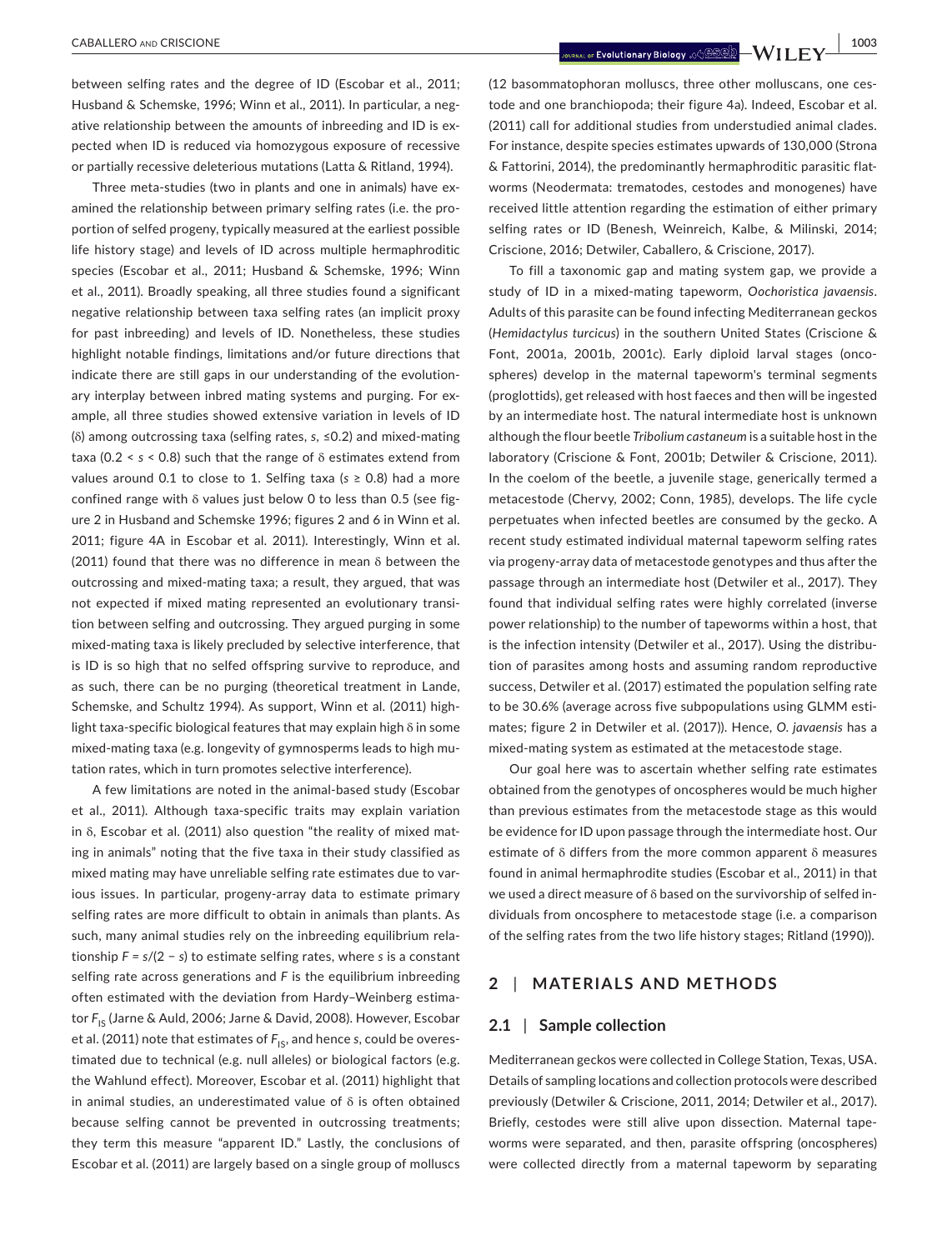between selfing rates and the degree of ID (Escobar et al., 2011; Husband & Schemske, 1996; Winn et al., 2011). In particular, a negative relationship between the amounts of inbreeding and ID is expected when ID is reduced via homozygous exposure of recessive or partially recessive deleterious mutations (Latta & Ritland, 1994).

Three meta-studies (two in plants and one in animals) have examined the relationship between primary selfing rates (i.e. the proportion of selfed progeny, typically measured at the earliest possible life history stage) and levels of ID across multiple hermaphroditic species (Escobar et al., 2011; Husband & Schemske, 1996; Winn et al., 2011). Broadly speaking, all three studies found a significant negative relationship between taxa selfing rates (an implicit proxy for past inbreeding) and levels of ID. Nonetheless, these studies highlight notable findings, limitations and/or future directions that indicate there are still gaps in our understanding of the evolutionary interplay between inbred mating systems and purging. For example, all three studies showed extensive variation in levels of ID ($\delta$) among outcrossing taxa (selfing rates, $s$, $\leq 0.2$) and mixed-mating taxa ($0.2 < s < 0.8$) such that the range of $\delta$ estimates extend from values around 0.1 to close to 1. Selfing taxa ($s \geq 0.8$) had a more confined range with $\delta$ values just below 0 to less than 0.5 (see figure 2 in Husband and Schemske 1996; figures 2 and 6 in Winn et al. 2011; figure 4A in Escobar et al. 2011). Interestingly, Winn et al. (2011) found that there was no difference in mean $\delta$ between the outcrossing and mixed-mating taxa; a result, they argued, that was not expected if mixed mating represented an evolutionary transition between selfing and outcrossing. They argued purging in some mixed-mating taxa is likely precluded by selective interference, that is ID is so high that no selfed offspring survive to reproduce, and as such, there can be no purging (theoretical treatment in Lande, Schemske, and Schultz 1994). As support, Winn et al. (2011) highlight taxa-specific biological features that may explain high $\delta$ in some mixed-mating taxa (e.g. longevity of gymnosperms leads to high mutation rates, which in turn promotes selective interference).

A few limitations are noted in the animal-based study (Escobar et al., 2011). Although taxa-specific traits may explain variation in $\delta$, Escobar et al. (2011) also question "the reality of mixed mating in animals" noting that the five taxa in their study classified as mixed mating may have unreliable selfing rate estimates due to various issues. In particular, progeny-array data to estimate primary selfing rates are more difficult to obtain in animals than plants. As such, many animal studies rely on the inbreeding equilibrium relationship $F = s/(2 - s)$ to estimate selfing rates, where $s$ is a constant selfing rate across generations and $F$ is the equilibrium inbreeding often estimated with the deviation from Hardy–Weinberg estimator $F_{IS}$ (Jarne & Auld, 2006; Jarne & David, 2008). However, Escobar et al. (2011) note that estimates of $F_{IS}$, and hence $s$, could be overestimated due to technical (e.g. null alleles) or biological factors (e.g. the Wahlund effect). Moreover, Escobar et al. (2011) highlight that in animal studies, an underestimated value of $\delta$ is often obtained because selfing cannot be prevented in outcrossing treatments; they term this measure "apparent ID." Lastly, the conclusions of Escobar et al. (2011) are largely based on a single group of molluscs (12 basommatophoran molluscs, three other molluscans, one cestode and one branchiopoda; their figure 4a). Indeed, Escobar et al. (2011) call for additional studies from understudied animal clades. For instance, despite species estimates upwards of 130,000 (Strona & Fattorini, 2014), the predominantly hermaphroditic parasitic flatworms (Neodermata: trematodes, cestodes and monogenes) have received little attention regarding the estimation of either primary selfing rates or ID (Benesh, Weinreich, Kalbe, & Milinski, 2014; Criscione, 2016; Detwiler, Caballero, & Criscione, 2017).

To fill a taxonomic gap and mating system gap, we provide a study of ID in a mixed-mating tapeworm, *Oochoristica javaensis*. Adults of this parasite can be found infecting Mediterranean geckos (*Hemidactylus turcicus*) in the southern United States (Criscione & Font, 2001a, 2001b, 2001c). Early diploid larval stages (oncospheres) develop in the maternal tapeworm's terminal segments (proglottids), get released with host faeces and then will be ingested by an intermediate host. The natural intermediate host is unknown although the flour beetle *Tribolium castaneum* is a suitable host in the laboratory (Criscione & Font, 2001b; Detwiler & Criscione, 2011). In the coelom of the beetle, a juvenile stage, generically termed a metacestode (Chervy, 2002; Conn, 1985), develops. The life cycle perpetuates when infected beetles are consumed by the gecko. A recent study estimated individual maternal tapeworm selfing rates via progeny-array data of metacestode genotypes and thus after the passage through an intermediate host (Detwiler et al., 2017). They found that individual selfing rates were highly correlated (inverse power relationship) to the number of tapeworms within a host, that is the infection intensity (Detwiler et al., 2017). Using the distribution of parasites among hosts and assuming random reproductive success, Detwiler et al. (2017) estimated the population selfing rate to be 30.6% (average across five subpopulations using GLMM estimates; figure 2 in Detwiler et al. (2017)). Hence, *O. javaensis* has a mixed-mating system as estimated at the metacestode stage.

Our goal here was to ascertain whether selfing rate estimates obtained from the genotypes of oncospheres would be much higher than previous estimates from the metacestode stage as this would be evidence for ID upon passage through the intermediate host. Our estimate of $\delta$ differs from the more common apparent $\delta$ measures found in animal hermaphrodite studies (Escobar et al., 2011) in that we used a direct measure of $\delta$ based on the survivorship of selfed individuals from oncosphere to metacestode stage (i.e. a comparison of the selfing rates from the two life history stages; Ritland (1990)).

## 2 | MATERIALS AND METHODS

### 2.1 | Sample collection

Mediterranean geckos were collected in College Station, Texas, USA. Details of sampling locations and collection protocols were described previously (Detwiler & Criscione, 2011, 2014; Detwiler et al., 2017). Briefly, cestodes were still alive upon dissection. Maternal tapeworms were separated, and then, parasite offspring (oncospheres) were collected directly from a maternal tapeworm by separating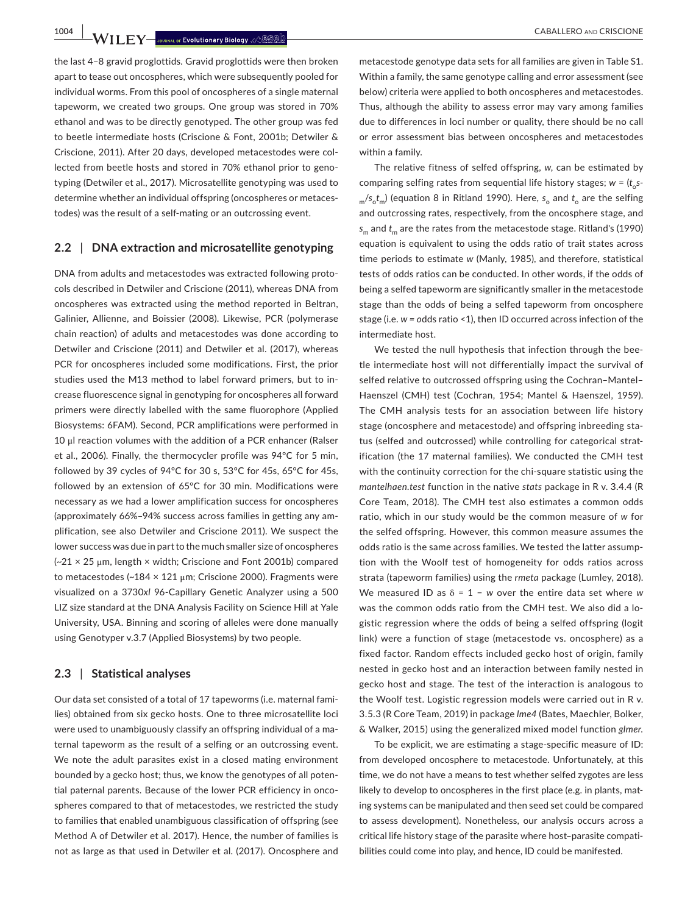the last 4–8 gravid proglottids. Gravid proglottids were then broken apart to tease out oncospheres, which were subsequently pooled for individual worms. From this pool of oncospheres of a single maternal tapeworm, we created two groups. One group was stored in 70% ethanol and was to be directly genotyped. The other group was fed to beetle intermediate hosts (Criscione & Font, 2001b; Detwiler & Criscione, 2011). After 20 days, developed metacestodes were collected from beetle hosts and stored in 70% ethanol prior to genotyping (Detwiler et al., 2017). Microsatellite genotyping was used to determine whether an individual offspring (oncospheres or metacestodes) was the result of a self-mating or an outcrossing event.

## 2.2 | DNA extraction and microsatellite genotyping

DNA from adults and metacestodes was extracted following protocols described in Detwiler and Criscione (2011), whereas DNA from oncospheres was extracted using the method reported in Beltran, Galinier, Allienne, and Boissier (2008). Likewise, PCR (polymerase chain reaction) of adults and metacestodes was done according to Detwiler and Criscione (2011) and Detwiler et al. (2017), whereas PCR for oncospheres included some modifications. First, the prior studies used the M13 method to label forward primers, but to increase fluorescence signal in genotyping for oncospheres all forward primers were directly labelled with the same fluorophore (Applied Biosystems: 6FAM). Second, PCR amplifications were performed in 10 μl reaction volumes with the addition of a PCR enhancer (Ralser et al., 2006). Finally, the thermocycler profile was 94°C for 5 min, followed by 39 cycles of 94°C for 30 s, 53°C for 45s, 65°C for 45s, followed by an extension of 65°C for 30 min. Modifications were necessary as we had a lower amplification success for oncospheres (approximately 66%–94% success across families in getting any amplification, see also Detwiler and Criscione 2011). We suspect the lower success was due in part to the much smaller size of oncospheres (~21 × 25 μm, length × width; Criscione and Font 2001b) compared to metacestodes (~184 × 121 μm; Criscione 2000). Fragments were visualized on a 3730*xl* 96-Capillary Genetic Analyzer using a 500 LIZ size standard at the DNA Analysis Facility on Science Hill at Yale University, USA. Binning and scoring of alleles were done manually using Genotyper v.3.7 (Applied Biosystems) by two people.

## 2.3 | Statistical analyses

Our data set consisted of a total of 17 tapeworms (i.e. maternal families) obtained from six gecko hosts. One to three microsatellite loci were used to unambiguously classify an offspring individual of a maternal tapeworm as the result of a selfing or an outcrossing event. We note the adult parasites exist in a closed mating environment bounded by a gecko host; thus, we know the genotypes of all potential paternal parents. Because of the lower PCR efficiency in oncospheres compared to that of metacestodes, we restricted the study to families that enabled unambiguous classification of offspring (see Method A of Detwiler et al. 2017). Hence, the number of families is not as large as that used in Detwiler et al. (2017). Oncosphere and metacestode genotype data sets for all families are given in Table S1. Within a family, the same genotype calling and error assessment (see below) criteria were applied to both oncospheres and metacestodes. Thus, although the ability to assess error may vary among families due to differences in loci number or quality, there should be no call or error assessment bias between oncospheres and metacestodes within a family.

The relative fitness of selfed offspring, *w*, can be estimated by comparing selfing rates from sequential life history stages; $w = (t_o s_m / s_o t_m)$ (equation 8 in Ritland 1990). Here, $s_o$ and $t_o$ are the selfing and outcrossing rates, respectively, from the oncosphere stage, and $s_m$ and $t_m$ are the rates from the metacestode stage. Ritland's (1990) equation is equivalent to using the odds ratio of trait states across time periods to estimate *w* (Manly, 1985), and therefore, statistical tests of odds ratios can be conducted. In other words, if the odds of being a selfed tapeworm are significantly smaller in the metacestode stage than the odds of being a selfed tapeworm from oncosphere stage (i.e. *w* = odds ratio <1), then ID occurred across infection of the intermediate host.

We tested the null hypothesis that infection through the beetle intermediate host will not differentially impact the survival of selfed relative to outcrossed offspring using the Cochran–Mantel–Haenszel (CMH) test (Cochran, 1954; Mantel & Haenszel, 1959). The CMH analysis tests for an association between life history stage (oncosphere and metacestode) and offspring inbreeding status (selfed and outcrossed) while controlling for categorical stratification (the 17 maternal families). We conducted the CMH test with the continuity correction for the chi-square statistic using the *mantelhaen.test* function in the native *stats* package in R v. 3.4.4 (R Core Team, 2018). The CMH test also estimates a common odds ratio, which in our study would be the common measure of *w* for the selfed offspring. However, this common measure assumes the odds ratio is the same across families. We tested the latter assumption with the Woolf test of homogeneity for odds ratios across strata (tapeworm families) using the *rmeta* package (Lumley, 2018). We measured ID as $\delta = 1 - w$ over the entire data set where *w* was the common odds ratio from the CMH test. We also did a logistic regression where the odds of being a selfed offspring (logit link) were a function of stage (metacestode vs. oncosphere) as a fixed factor. Random effects included gecko host of origin, family nested in gecko host and an interaction between family nested in gecko host and stage. The test of the interaction is analogous to the Woolf test. Logistic regression models were carried out in R v. 3.5.3 (R Core Team, 2019) in package *lme4* (Bates, Maechler, Bolker, & Walker, 2015) using the generalized mixed model function *glmer*.

To be explicit, we are estimating a stage-specific measure of ID: from developed oncosphere to metacestode. Unfortunately, at this time, we do not have a means to test whether selfed zygotes are less likely to develop to oncospheres in the first place (e.g. in plants, mating systems can be manipulated and then seed set could be compared to assess development). Nonetheless, our analysis occurs across a critical life history stage of the parasite where host–parasite compatibilities could come into play, and hence, ID could be manifested.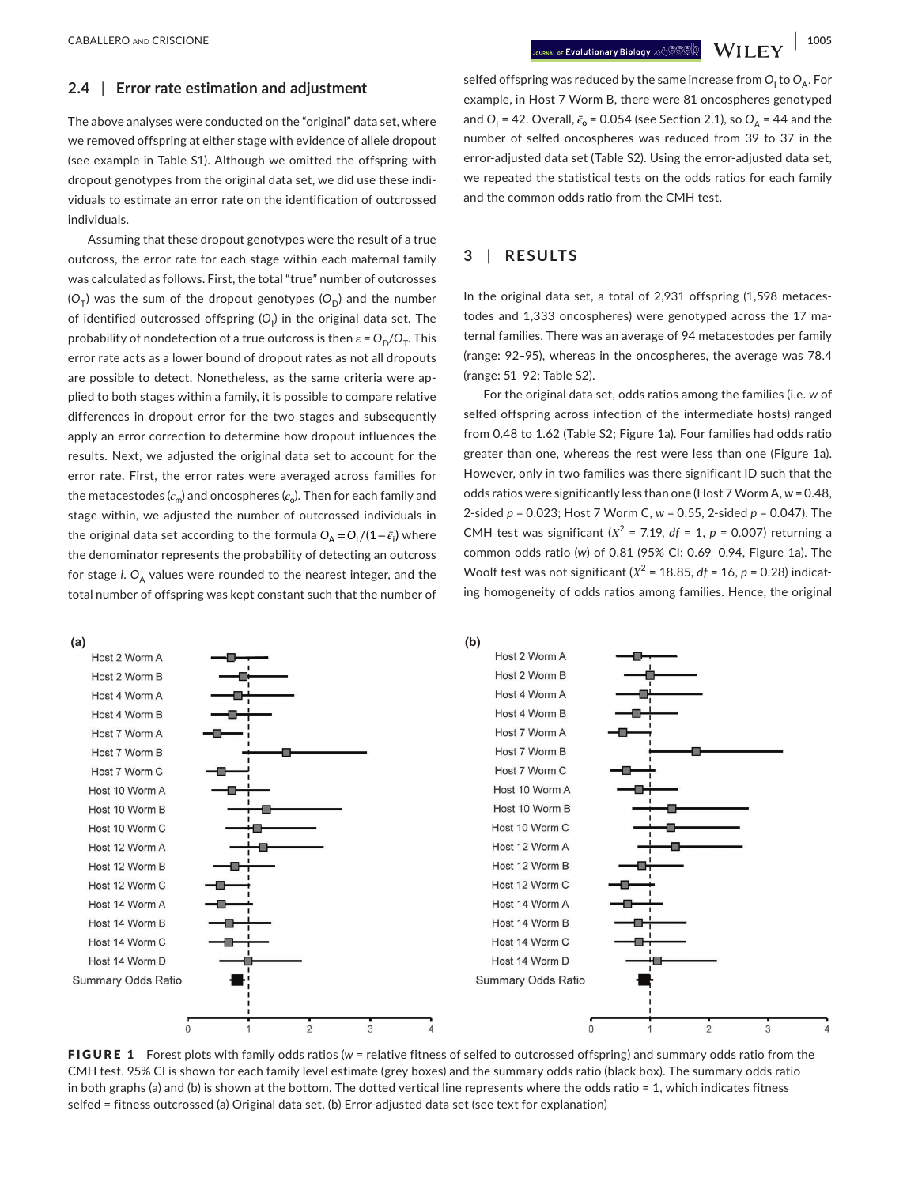### 2.4 | Error rate estimation and adjustment

The above analyses were conducted on the "original" data set, where we removed offspring at either stage with evidence of allele dropout (see example in Table S1). Although we omitted the offspring with dropout genotypes from the original data set, we did use these individuals to estimate an error rate on the identification of outcrossed individuals.

Assuming that these dropout genotypes were the result of a true outcross, the error rate for each stage within each maternal family was calculated as follows. First, the total "true" number of outcrosses ($O_T$) was the sum of the dropout genotypes ($O_D$) and the number of identified outcrossed offspring ($O_I$) in the original data set. The probability of nondetection of a true outcross is then $\varepsilon = O_D/O_T$. This error rate acts as a lower bound of dropout rates as not all dropouts are possible to detect. Nonetheless, as the same criteria were applied to both stages within a family, it is possible to compare relative differences in dropout error for the two stages and subsequently apply an error correction to determine how dropout influences the results. Next, we adjusted the original data set to account for the error rate. First, the error rates were averaged across families for the metacestodes ($\bar{\varepsilon}_m$) and oncospheres ($\bar{\varepsilon}_o$). Then for each family and stage within, we adjusted the number of outcrossed individuals in the original data set according to the formula $O_A = O_I/(1-\bar{\varepsilon}_i)$ where the denominator represents the probability of detecting an outcross for stage *i*. $O_A$ values were rounded to the nearest integer, and the total number of offspring was kept constant such that the number of selfed offspring was reduced by the same increase from $O_I$ to $O_A$. For example, in Host 7 Worm B, there were 81 oncospheres genotyped and $O_I = 42$. Overall, $\bar{\varepsilon}_o = 0.054$ (see Section 2.1), so $O_A = 44$ and the number of selfed oncospheres was reduced from 39 to 37 in the error-adjusted data set (Table S2). Using the error-adjusted data set, we repeated the statistical tests on the odds ratios for each family and the common odds ratio from the CMH test.

## 3 | RESULTS

In the original data set, a total of 2,931 offspring (1,598 metacestodes and 1,333 oncospheres) were genotyped across the 17 maternal families. There was an average of 94 metacestodes per family (range: 92–95), whereas in the oncospheres, the average was 78.4 (range: 51–92; Table S2).

For the original data set, odds ratios among the families (i.e. *w* of selfed offspring across infection of the intermediate hosts) ranged from 0.48 to 1.62 (Table S2; Figure 1a). Four families had odds ratio greater than one, whereas the rest were less than one (Figure 1a). However, only in two families was there significant ID such that the odds ratios were significantly less than one (Host 7 Worm A, $w = 0.48$, 2-sided $p = 0.023$; Host 7 Worm C, $w = 0.55$, 2-sided $p = 0.047$). The CMH test was significant ($X^2 = 7.19$, $df = 1$, $p = 0.007$) returning a common odds ratio (*w*) of 0.81 (95% CI: 0.69–0.94, Figure 1a). The Woolf test was not significant ($X^2 = 18.85$, $df = 16$, $p = 0.28$) indicating homogeneity of odds ratios among families. Hence, the original

**FIGURE 1** Forest plots with family odds ratios (*w* = relative fitness of selfed to outcrossed offspring) and summary odds ratio from the CMH test. 95% CI is shown for each family level estimate (grey boxes) and the summary odds ratio (black box). The summary odds ratio in both graphs (a) and (b) is shown at the bottom. The dotted vertical line represents where the odds ratio = 1, which indicates fitness selfed = fitness outcrossed (a) Original data set. (b) Error-adjusted data set (see text for explanation)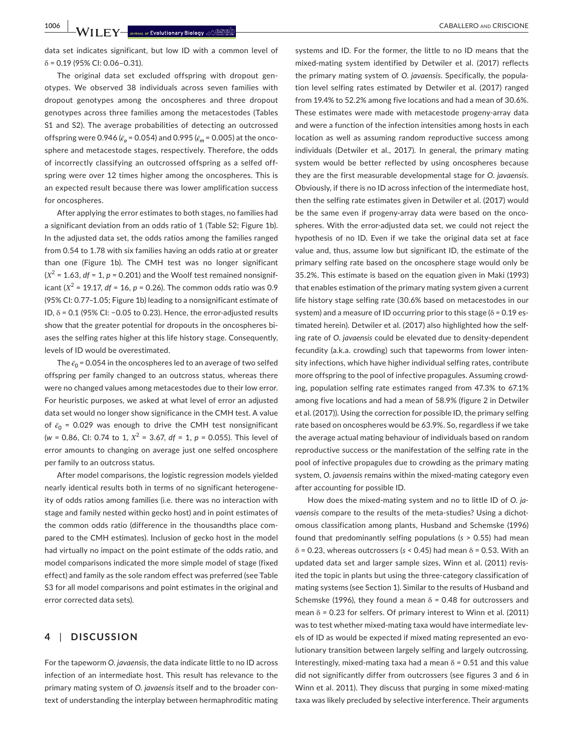data set indicates significant, but low ID with a common level of δ = 0.19 (95% CI: 0.06–0.31).

The original data set excluded offspring with dropout genotypes. We observed 38 individuals across seven families with dropout genotypes among the oncospheres and three dropout genotypes across three families among the metacestodes (Tables S1 and S2). The average probabilities of detecting an outcrossed offspring were 0.946 ($\bar{\epsilon}_o$ = 0.054) and 0.995 ($\bar{\epsilon}_m$ = 0.005) at the oncosphere and metacestode stages, respectively. Therefore, the odds of incorrectly classifying an outcrossed offspring as a selfed offspring were over 12 times higher among the oncospheres. This is an expected result because there was lower amplification success for oncospheres.

After applying the error estimates to both stages, no families had a significant deviation from an odds ratio of 1 (Table S2; Figure 1b). In the adjusted data set, the odds ratios among the families ranged from 0.54 to 1.78 with six families having an odds ratio at or greater than one (Figure 1b). The CMH test was no longer significant ($X^2$ = 1.63, *df* = 1, *p* = 0.201) and the Woolf test remained nonsignificant ($X^2$ = 19.17, *df* = 16, *p* = 0.26). The common odds ratio was 0.9 (95% CI: 0.77–1.05; Figure 1b) leading to a nonsignificant estimate of ID, δ = 0.1 (95% CI: −0.05 to 0.23). Hence, the error-adjusted results show that the greater potential for dropouts in the oncospheres biases the selfing rates higher at this life history stage. Consequently, levels of ID would be overestimated.

The $\bar{\epsilon}_0$ = 0.054 in the oncospheres led to an average of two selfed offspring per family changed to an outcross status, whereas there were no changed values among metacestodes due to their low error. For heuristic purposes, we asked at what level of error an adjusted data set would no longer show significance in the CMH test. A value of $\bar{\epsilon}_0$ = 0.029 was enough to drive the CMH test nonsignificant (*w* = 0.86, CI: 0.74 to 1, $X^2$ = 3.67, *df* = 1, *p* = 0.055). This level of error amounts to changing on average just one selfed oncosphere per family to an outcross status.

After model comparisons, the logistic regression models yielded nearly identical results both in terms of no significant heterogeneity of odds ratios among families (i.e. there was no interaction with stage and family nested within gecko host) and in point estimates of the common odds ratio (difference in the thousandths place compared to the CMH estimates). Inclusion of gecko host in the model had virtually no impact on the point estimate of the odds ratio, and model comparisons indicated the more simple model of stage (fixed effect) and family as the sole random effect was preferred (see Table S3 for all model comparisons and point estimates in the original and error corrected data sets).

## 4 | DISCUSSION

For the tapeworm *O. javaensis*, the data indicate little to no ID across infection of an intermediate host. This result has relevance to the primary mating system of *O. javaensis* itself and to the broader context of understanding the interplay between hermaphroditic mating systems and ID. For the former, the little to no ID means that the mixed-mating system identified by Detwiler et al. (2017) reflects the primary mating system of *O. javaensis*. Specifically, the population level selfing rates estimated by Detwiler et al. (2017) ranged from 19.4% to 52.2% among five locations and had a mean of 30.6%. These estimates were made with metacestode progeny-array data and were a function of the infection intensities among hosts in each location as well as assuming random reproductive success among individuals (Detwiler et al., 2017). In general, the primary mating system would be better reflected by using oncospheres because they are the first measurable developmental stage for *O. javaensis*. Obviously, if there is no ID across infection of the intermediate host, then the selfing rate estimates given in Detwiler et al. (2017) would be the same even if progeny-array data were based on the oncospheres. With the error-adjusted data set, we could not reject the hypothesis of no ID. Even if we take the original data set at face value and, thus, assume low but significant ID, the estimate of the primary selfing rate based on the oncosphere stage would only be 35.2%. This estimate is based on the equation given in Maki (1993) that enables estimation of the primary mating system given a current life history stage selfing rate (30.6% based on metacestodes in our system) and a measure of ID occurring prior to this stage (δ = 0.19 estimated herein). Detwiler et al. (2017) also highlighted how the selfing rate of *O. javaensis* could be elevated due to density-dependent fecundity (a.k.a. crowding) such that tapeworms from lower intensity infections, which have higher individual selfing rates, contribute more offspring to the pool of infective propagules. Assuming crowding, population selfing rate estimates ranged from 47.3% to 67.1% among five locations and had a mean of 58.9% (figure 2 in Detwiler et al. (2017)). Using the correction for possible ID, the primary selfing rate based on oncospheres would be 63.9%. So, regardless if we take the average actual mating behaviour of individuals based on random reproductive success or the manifestation of the selfing rate in the pool of infective propagules due to crowding as the primary mating system, *O. javaensis* remains within the mixed-mating category even after accounting for possible ID.

How does the mixed-mating system and no to little ID of *O. javaensis* compare to the results of the meta-studies? Using a dichotomous classification among plants, Husband and Schemske (1996) found that predominantly selfing populations (*s* > 0.55) had mean δ = 0.23, whereas outcrossers (*s* < 0.45) had mean δ = 0.53. With an updated data set and larger sample sizes, Winn et al. (2011) revisited the topic in plants but using the three-category classification of mating systems (see Section 1). Similar to the results of Husband and Schemske (1996), they found a mean δ = 0.48 for outcrossers and mean δ = 0.23 for selfers. Of primary interest to Winn et al. (2011) was to test whether mixed-mating taxa would have intermediate levels of ID as would be expected if mixed mating represented an evolutionary transition between largely selfing and largely outcrossing. Interestingly, mixed-mating taxa had a mean δ = 0.51 and this value did not significantly differ from outcrossers (see figures 3 and 6 in Winn et al. 2011). They discuss that purging in some mixed-mating taxa was likely precluded by selective interference. Their arguments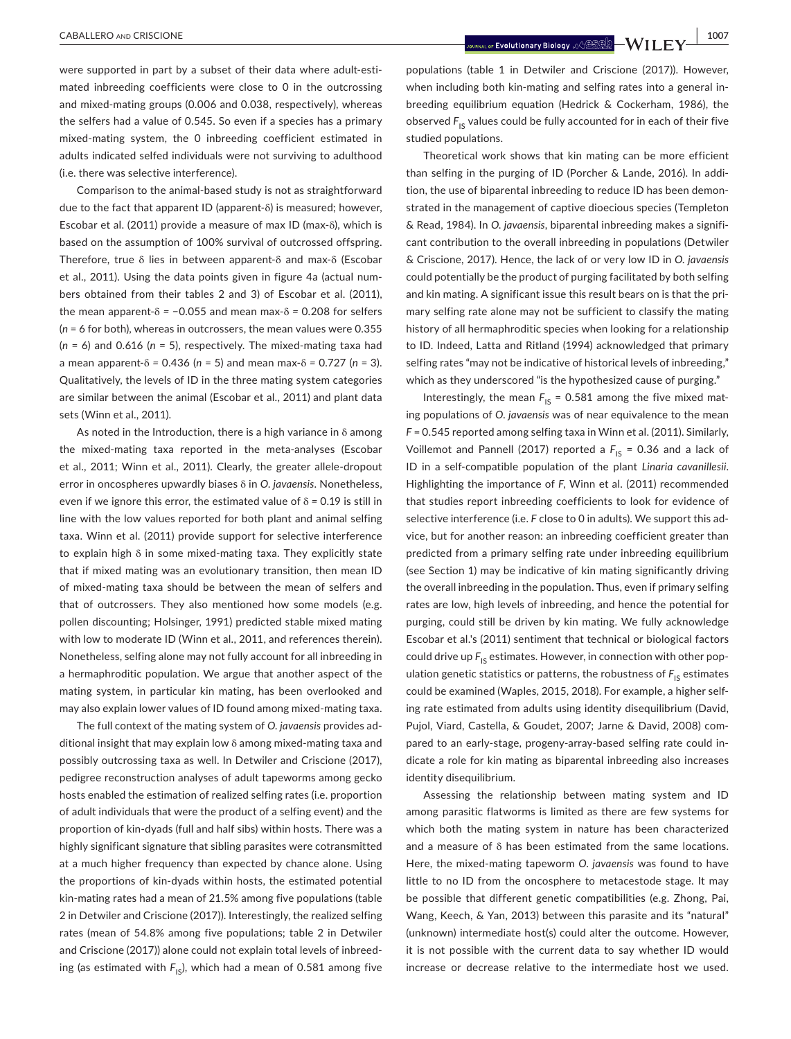were supported in part by a subset of their data where adult-estimated inbreeding coefficients were close to 0 in the outcrossing and mixed-mating groups (0.006 and 0.038, respectively), whereas the selfers had a value of 0.545. So even if a species has a primary mixed-mating system, the 0 inbreeding coefficient estimated in adults indicated selfed individuals were not surviving to adulthood (i.e. there was selective interference).

Comparison to the animal-based study is not as straightforward due to the fact that apparent ID (apparent-δ) is measured; however, Escobar et al. (2011) provide a measure of max ID (max-δ), which is based on the assumption of 100% survival of outcrossed offspring. Therefore, true δ lies in between apparent-δ and max-δ (Escobar et al., 2011). Using the data points given in figure 4a (actual numbers obtained from their tables 2 and 3) of Escobar et al. (2011), the mean apparent-δ = −0.055 and mean max-δ = 0.208 for selfers ($n$ = 6 for both), whereas in outcrossers, the mean values were 0.355 ($n$ = 6) and 0.616 ($n$ = 5), respectively. The mixed-mating taxa had a mean apparent-δ = 0.436 ($n$ = 5) and mean max-δ = 0.727 ($n$ = 3). Qualitatively, the levels of ID in the three mating system categories are similar between the animal (Escobar et al., 2011) and plant data sets (Winn et al., 2011).

As noted in the Introduction, there is a high variance in δ among the mixed-mating taxa reported in the meta-analyses (Escobar et al., 2011; Winn et al., 2011). Clearly, the greater allele-dropout error in oncospheres upwardly biases δ in *O. javaensis*. Nonetheless, even if we ignore this error, the estimated value of δ = 0.19 is still in line with the low values reported for both plant and animal selfing taxa. Winn et al. (2011) provide support for selective interference to explain high δ in some mixed-mating taxa. They explicitly state that if mixed mating was an evolutionary transition, then mean ID of mixed-mating taxa should be between the mean of selfers and that of outcrossers. They also mentioned how some models (e.g. pollen discounting; Holsinger, 1991) predicted stable mixed mating with low to moderate ID (Winn et al., 2011, and references therein). Nonetheless, selfing alone may not fully account for all inbreeding in a hermaphroditic population. We argue that another aspect of the mating system, in particular kin mating, has been overlooked and may also explain lower values of ID found among mixed-mating taxa.

The full context of the mating system of *O. javaensis* provides additional insight that may explain low δ among mixed-mating taxa and possibly outcrossing taxa as well. In Detwiler and Criscione (2017), pedigree reconstruction analyses of adult tapeworms among gecko hosts enabled the estimation of realized selfing rates (i.e. proportion of adult individuals that were the product of a selfing event) and the proportion of kin-dyads (full and half sibs) within hosts. There was a highly significant signature that sibling parasites were cotransmitted at a much higher frequency than expected by chance alone. Using the proportions of kin-dyads within hosts, the estimated potential kin-mating rates had a mean of 21.5% among five populations (table 2 in Detwiler and Criscione (2017)). Interestingly, the realized selfing rates (mean of 54.8% among five populations; table 2 in Detwiler and Criscione (2017)) alone could not explain total levels of inbreeding (as estimated with $F_{IS}$), which had a mean of 0.581 among five populations (table 1 in Detwiler and Criscione (2017)). However, when including both kin-mating and selfing rates into a general inbreeding equilibrium equation (Hedrick & Cockerham, 1986), the observed $F_{IS}$ values could be fully accounted for in each of their five studied populations.

Theoretical work shows that kin mating can be more efficient than selfing in the purging of ID (Porcher & Lande, 2016). In addition, the use of biparental inbreeding to reduce ID has been demonstrated in the management of captive dioecious species (Templeton & Read, 1984). In *O. javaensis*, biparental inbreeding makes a significant contribution to the overall inbreeding in populations (Detwiler & Criscione, 2017). Hence, the lack of or very low ID in *O. javaensis* could potentially be the product of purging facilitated by both selfing and kin mating. A significant issue this result bears on is that the primary selfing rate alone may not be sufficient to classify the mating history of all hermaphroditic species when looking for a relationship to ID. Indeed, Latta and Ritland (1994) acknowledged that primary selfing rates "may not be indicative of historical levels of inbreeding," which as they underscored "is the hypothesized cause of purging."

Interestingly, the mean $F_{IS}$ = 0.581 among the five mixed mating populations of *O. javaensis* was of near equivalence to the mean $F$ = 0.545 reported among selfing taxa in Winn et al. (2011). Similarly, Voillemot and Pannell (2017) reported a $F_{IS}$ = 0.36 and a lack of ID in a self-compatible population of the plant *Linaria cavanillesii*. Highlighting the importance of $F$, Winn et al. (2011) recommended that studies report inbreeding coefficients to look for evidence of selective interference (i.e. $F$ close to 0 in adults). We support this advice, but for another reason: an inbreeding coefficient greater than predicted from a primary selfing rate under inbreeding equilibrium (see Section 1) may be indicative of kin mating significantly driving the overall inbreeding in the population. Thus, even if primary selfing rates are low, high levels of inbreeding, and hence the potential for purging, could still be driven by kin mating. We fully acknowledge Escobar et al.'s (2011) sentiment that technical or biological factors could drive up $F_{IS}$ estimates. However, in connection with other population genetic statistics or patterns, the robustness of $F_{IS}$ estimates could be examined (Waples, 2015, 2018). For example, a higher selfing rate estimated from adults using identity disequilibrium (David, Pujol, Viard, Castella, & Goudet, 2007; Jarne & David, 2008) compared to an early-stage, progeny-array-based selfing rate could indicate a role for kin mating as biparental inbreeding also increases identity disequilibrium.

Assessing the relationship between mating system and ID among parasitic flatworms is limited as there are few systems for which both the mating system in nature has been characterized and a measure of δ has been estimated from the same locations. Here, the mixed-mating tapeworm *O. javaensis* was found to have little to no ID from the oncosphere to metacestode stage. It may be possible that different genetic compatibilities (e.g. Zhong, Pai, Wang, Keech, & Yan, 2013) between this parasite and its "natural" (unknown) intermediate host(s) could alter the outcome. However, it is not possible with the current data to say whether ID would increase or decrease relative to the intermediate host we used.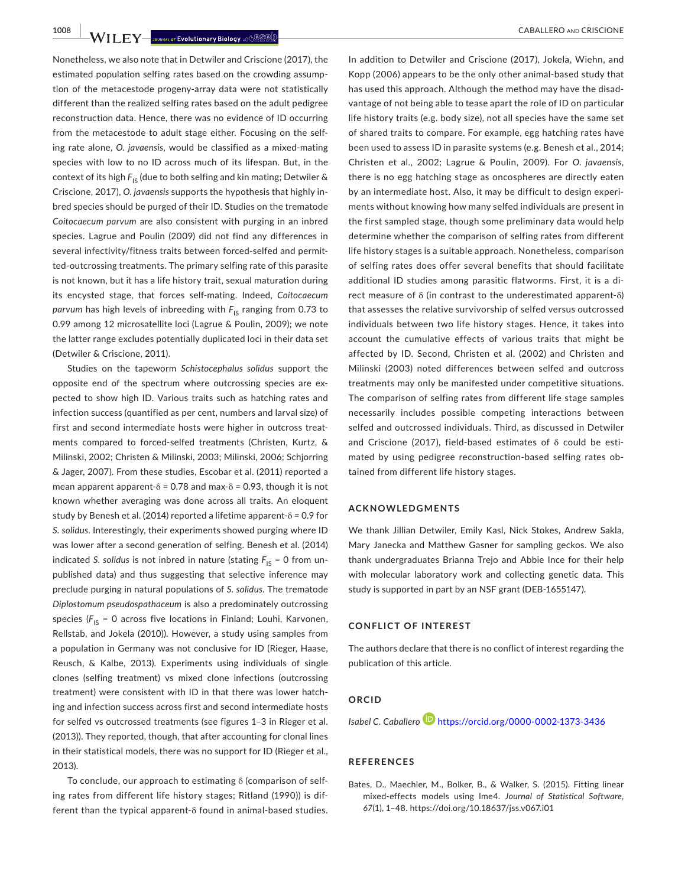Nonetheless, we also note that in Detwiler and Criscione (2017), the estimated population selfing rates based on the crowding assumption of the metacestode progeny-array data were not statistically different than the realized selfing rates based on the adult pedigree reconstruction data. Hence, there was no evidence of ID occurring from the metacestode to adult stage either. Focusing on the selfing rate alone, *O. javaensis*, would be classified as a mixed-mating species with low to no ID across much of its lifespan. But, in the context of its high $F_{IS}$ (due to both selfing and kin mating; Detwiler & Criscione, 2017), *O. javaensis* supports the hypothesis that highly inbred species should be purged of their ID. Studies on the trematode *Coitocaecum parvum* are also consistent with purging in an inbred species. Lagrue and Poulin (2009) did not find any differences in several infectivity/fitness traits between forced-selfed and permitted-outcrossing treatments. The primary selfing rate of this parasite is not known, but it has a life history trait, sexual maturation during its encysted stage, that forces self-mating. Indeed, *Coitocaecum parvum* has high levels of inbreeding with $F_{IS}$ ranging from 0.73 to 0.99 among 12 microsatellite loci (Lagrue & Poulin, 2009); we note the latter range excludes potentially duplicated loci in their data set (Detwiler & Criscione, 2011).

Studies on the tapeworm *Schistocephalus solidus* support the opposite end of the spectrum where outcrossing species are expected to show high ID. Various traits such as hatching rates and infection success (quantified as per cent, numbers and larval size) of first and second intermediate hosts were higher in outcross treatments compared to forced-selfed treatments (Christen, Kurtz, & Milinski, 2002; Christen & Milinski, 2003; Milinski, 2006; Schjørring & Jager, 2007). From these studies, Escobar et al. (2011) reported a mean apparent apparent-δ = 0.78 and max-δ = 0.93, though it is not known whether averaging was done across all traits. An eloquent study by Benesh et al. (2014) reported a lifetime apparent-δ = 0.9 for *S. solidus*. Interestingly, their experiments showed purging where ID was lower after a second generation of selfing. Benesh et al. (2014) indicated *S. solidus* is not inbred in nature (stating $F_{IS}$ = 0 from unpublished data) and thus suggesting that selective inference may preclude purging in natural populations of *S. solidus*. The trematode *Diplostomum pseudospathaceum* is also a predominately outcrossing species ($F_{IS}$ = 0 across five locations in Finland; Louhi, Karvonen, Rellstab, and Jokela (2010)). However, a study using samples from a population in Germany was not conclusive for ID (Rieger, Haase, Reusch, & Kalbe, 2013). Experiments using individuals of single clones (selfing treatment) vs mixed clone infections (outcrossing treatment) were consistent with ID in that there was lower hatching and infection success across first and second intermediate hosts for selfed vs outcrossed treatments (see figures 1–3 in Rieger et al. (2013)). They reported, though, that after accounting for clonal lines in their statistical models, there was no support for ID (Rieger et al., 2013).

To conclude, our approach to estimating δ (comparison of selfing rates from different life history stages; Ritland (1990)) is different than the typical apparent-δ found in animal-based studies. In addition to Detwiler and Criscione (2017), Jokela, Wiehn, and Kopp (2006) appears to be the only other animal-based study that has used this approach. Although the method may have the disadvantage of not being able to tease apart the role of ID on particular life history traits (e.g. body size), not all species have the same set of shared traits to compare. For example, egg hatching rates have been used to assess ID in parasite systems (e.g. Benesh et al., 2014; Christen et al., 2002; Lagrue & Poulin, 2009). For *O. javaensis*, there is no egg hatching stage as oncospheres are directly eaten by an intermediate host. Also, it may be difficult to design experiments without knowing how many selfed individuals are present in the first sampled stage, though some preliminary data would help determine whether the comparison of selfing rates from different life history stages is a suitable approach. Nonetheless, comparison of selfing rates does offer several benefits that should facilitate additional ID studies among parasitic flatworms. First, it is a direct measure of δ (in contrast to the underestimated apparent-δ) that assesses the relative survivorship of selfed versus outcrossed individuals between two life history stages. Hence, it takes into account the cumulative effects of various traits that might be affected by ID. Second, Christen et al. (2002) and Christen and Milinski (2003) noted differences between selfed and outcross treatments may only be manifested under competitive situations. The comparison of selfing rates from different life stage samples necessarily includes possible competing interactions between selfed and outcrossed individuals. Third, as discussed in Detwiler and Criscione (2017), field-based estimates of δ could be estimated by using pedigree reconstruction-based selfing rates obtained from different life history stages.

## ACKNOWLEDGMENTS

We thank Jillian Detwiler, Emily Kasl, Nick Stokes, Andrew Sakla, Mary Janecka and Matthew Gasner for sampling geckos. We also thank undergraduates Brianna Trejo and Abbie Ince for their help with molecular laboratory work and collecting genetic data. This study is supported in part by an NSF grant (DEB-1655147).

## CONFLICT OF INTEREST

The authors declare that there is no conflict of interest regarding the publication of this article.

## ORCID

*Isabel C. Caballero* https://orcid.org/0000-0002-1373-3436

## REFERENCES

Bates, D., Maechler, M., Bolker, B., & Walker, S. (2015). Fitting linear mixed-effects models using lme4. *Journal of Statistical Software*, *67*(1), 1–48. https://doi.org/10.18637/jss.v067.i01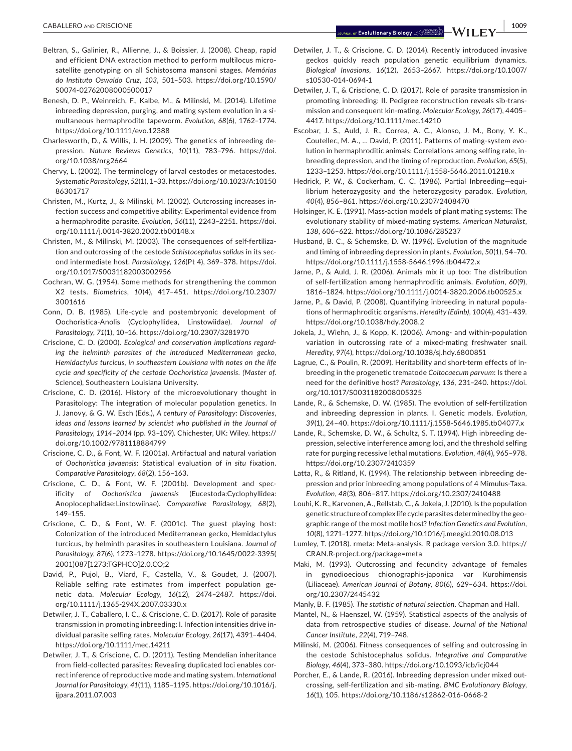Beltran, S., Galinier, R., Allienne, J., & Boissier, J. (2008). Cheap, rapid and efficient DNA extraction method to perform multilocus microsatellite genotyping on all Schistosoma mansoni stages. *Memórias do Instituto Oswaldo Cruz*, *103*, 501–503. https://doi.org/10.1590/S0074-02762008000500017

Benesh, D. P., Weinreich, F., Kalbe, M., & Milinski, M. (2014). Lifetime inbreeding depression, purging, and mating system evolution in a simultaneous hermaphrodite tapeworm. *Evolution*, *68*(6), 1762–1774. https://doi.org/10.1111/evo.12388

Charlesworth, D., & Willis, J. H. (2009). The genetics of inbreeding depression. *Nature Reviews Genetics*, *10*(11), 783–796. https://doi.org/10.1038/nrg2664

Chervy, L. (2002). The terminology of larval cestodes or metacestodes. *Systematic Parasitology*, *52*(1), 1–33. https://doi.org/10.1023/A:1015086301717

Christen, M., Kurtz, J., & Milinski, M. (2002). Outcrossing increases infection success and competitive ability: Experimental evidence from a hermaphrodite parasite. *Evolution*, *56*(11), 2243–2251. https://doi.org/10.1111/j.0014-3820.2002.tb00148.x

Christen, M., & Milinski, M. (2003). The consequences of self-fertilization and outcrossing of the cestode *Schistocephalus solidus* in its second intermediate host. *Parasitology*, *126*(Pt 4), 369–378. https://doi.org/10.1017/S0031182003002956

Cochran, W. G. (1954). Some methods for strengthening the common X2 tests. *Biometrics*, *10*(4), 417–451. https://doi.org/10.2307/3001616

Conn, D. B. (1985). Life-cycle and postembryonic development of Oochoristica-Anolis (Cyclophyllidea, Linstowiidae). *Journal of Parasitology*, *71*(1), 10–16. https://doi.org/10.2307/3281970

Criscione, C. D. (2000). *Ecological and conservation implications regarding the helminth parasites of the introduced Mediterranean gecko, Hemidactylus turcicus, in southeastern Louisiana with notes on the life cycle and specificity of the cestode Oochoristica javaensis*. (Master of. Science), Southeastern Louisiana University.

Criscione, C. D. (2016). History of the microevolutionary thought in Parasitology: The integration of molecular population genetics. In J. Janovy, & G. W. Esch (Eds.), *A century of Parasitology: Discoveries, ideas and lessons learned by scientist who published in the Journal of Parasitology, 1914–2014* (pp. 93–109). Chichester, UK: Wiley. https://doi.org/10.1002/9781118884799

Criscione, C. D., & Font, W. F. (2001a). Artifactual and natural variation of *Oochoristica javaensis*: Statistical evaluation of *in situ* fixation. *Comparative Parasitology*, *68*(2), 156–163.

Criscione, C. D., & Font, W. F. (2001b). Development and specificity of *Oochoristica javaensis* (Eucestoda:Cyclophyllidea: Anoplocephalidae:Linstowiinae). *Comparative Parasitology*, *68*(2), 149–155.

Criscione, C. D., & Font, W. F. (2001c). The guest playing host: Colonization of the introduced Mediterranean gecko, Hemidactylus turcicus, by helminth parasites in southeastern Louisiana. *Journal of Parasitology*, *87*(6), 1273–1278. https://doi.org/10.1645/0022-3395(2001)087[1273:TGPHCO]2.0.CO;2

David, P., Pujol, B., Viard, F., Castella, V., & Goudet, J. (2007). Reliable selfing rate estimates from imperfect population genetic data. *Molecular Ecology*, *16*(12), 2474–2487. https://doi.org/10.1111/j.1365-294X.2007.03330.x

Detwiler, J. T., Caballero, I. C., & Criscione, C. D. (2017). Role of parasite transmission in promoting inbreeding: I. Infection intensities drive individual parasite selfing rates. *Molecular Ecology*, *26*(17), 4391–4404. https://doi.org/10.1111/mec.14211

Detwiler, J. T., & Criscione, C. D. (2011). Testing Mendelian inheritance from field-collected parasites: Revealing duplicated loci enables correct inference of reproductive mode and mating system. *International Journal for Parasitology*, *41*(11), 1185–1195. https://doi.org/10.1016/j.ijpara.2011.07.003

Detwiler, J. T., & Criscione, C. D. (2014). Recently introduced invasive geckos quickly reach population genetic equilibrium dynamics. *Biological Invasions*, *16*(12), 2653–2667. https://doi.org/10.1007/s10530-014-0694-1

Detwiler, J. T., & Criscione, C. D. (2017). Role of parasite transmission in promoting inbreeding: II. Pedigree reconstruction reveals sib-transmission and consequent kin-mating. *Molecular Ecology*, *26*(17), 4405–4417. https://doi.org/10.1111/mec.14210

Escobar, J. S., Auld, J. R., Correa, A. C., Alonso, J. M., Bony, Y. K., Coutellec, M. A., … David, P. (2011). Patterns of mating-system evolution in hermaphroditic animals: Correlations among selfing rate, inbreeding depression, and the timing of reproduction. *Evolution*, *65*(5), 1233–1253. https://doi.org/10.1111/j.1558-5646.2011.01218.x

Hedrick, P. W., & Cockerham, C. C. (1986). Partial Inbreeding—equilibrium heterozygosity and the heterozygosity paradox. *Evolution*, *40*(4), 856–861. https://doi.org/10.2307/2408470

Holsinger, K. E. (1991). Mass-action models of plant mating systems: The evolutionary stability of mixed-mating systems. *American Naturalist*, *138*, 606–622. https://doi.org/10.1086/285237

Husband, B. C., & Schemske, D. W. (1996). Evolution of the magnitude and timing of inbreeding depression in plants. *Evolution*, *50*(1), 54–70. https://doi.org/10.1111/j.1558-5646.1996.tb04472.x

Jarne, P., & Auld, J. R. (2006). Animals mix it up too: The distribution of self-fertilization among hermaphroditic animals. *Evolution*, *60*(9), 1816–1824. https://doi.org/10.1111/j.0014-3820.2006.tb00525.x

Jarne, P., & David, P. (2008). Quantifying inbreeding in natural populations of hermaphroditic organisms. *Heredity (Edinb)*, *100*(4), 431–439. https://doi.org/10.1038/hdy.2008.2

Jokela, J., Wiehn, J., & Kopp, K. (2006). Among- and within-population variation in outcrossing rate of a mixed-mating freshwater snail. *Heredity*, *97*(4), https://doi.org/10.1038/sj.hdy.6800851

Lagrue, C., & Poulin, R. (2009). Heritability and short-term effects of inbreeding in the progenetic trematode *Coitocaecum parvum*: Is there a need for the definitive host? *Parasitology*, *136*, 231–240. https://doi.org/10.1017/S0031182008005325

Lande, R., & Schemske, D. W. (1985). The evolution of self-fertilization and inbreeding depression in plants. I. Genetic models. *Evolution*, *39*(1), 24–40. https://doi.org/10.1111/j.1558-5646.1985.tb04077.x

Lande, R., Schemske, D. W., & Schultz, S. T. (1994). High inbreeding depression, selective interference among loci, and the threshold selfing rate for purging recessive lethal mutations. *Evolution*, *48*(4), 965–978. https://doi.org/10.2307/2410359

Latta, R., & Ritland, K. (1994). The relationship between inbreeding depression and prior inbreeding among populations of 4 Mimulus-Taxa. *Evolution*, *48*(3), 806–817. https://doi.org/10.2307/2410488

Louhi, K. R., Karvonen, A., Rellstab, C., & Jokela, J. (2010). Is the population genetic structure of complex life cycle parasites determined by the geographic range of the most motile host? *Infection Genetics and Evolution*, *10*(8), 1271–1277. https://doi.org/10.1016/j.meegid.2010.08.013

Lumley, T. (2018). rmeta: Meta-analysis. R package version 3.0. https://CRAN.R-project.org/package=meta

Maki, M. (1993). Outcrossing and fecundity advantage of females in gynodioecious chionographis-japonica var Kurohimensis (Liliaceae). *American Journal of Botany*, *80*(6), 629–634. https://doi.org/10.2307/2445432

Manly, B. F. (1985). *The statistic of natural selection*. Chapman and Hall.

Mantel, N., & Haenszel, W. (1959). Statistical aspects of the analysis of data from retrospective studies of disease. *Journal of the National Cancer Institute*, *22*(4), 719–748.

Milinski, M. (2006). Fitness consequences of selfing and outcrossing in the cestode Schistocephalus solidus. *Integrative and Comparative Biology*, *46*(4), 373–380. https://doi.org/10.1093/icb/icj044

Porcher, E., & Lande, R. (2016). Inbreeding depression under mixed outcrossing, self-fertilization and sib-mating. *BMC Evolutionary Biology*, *16*(1), 105. https://doi.org/10.1186/s12862-016-0668-2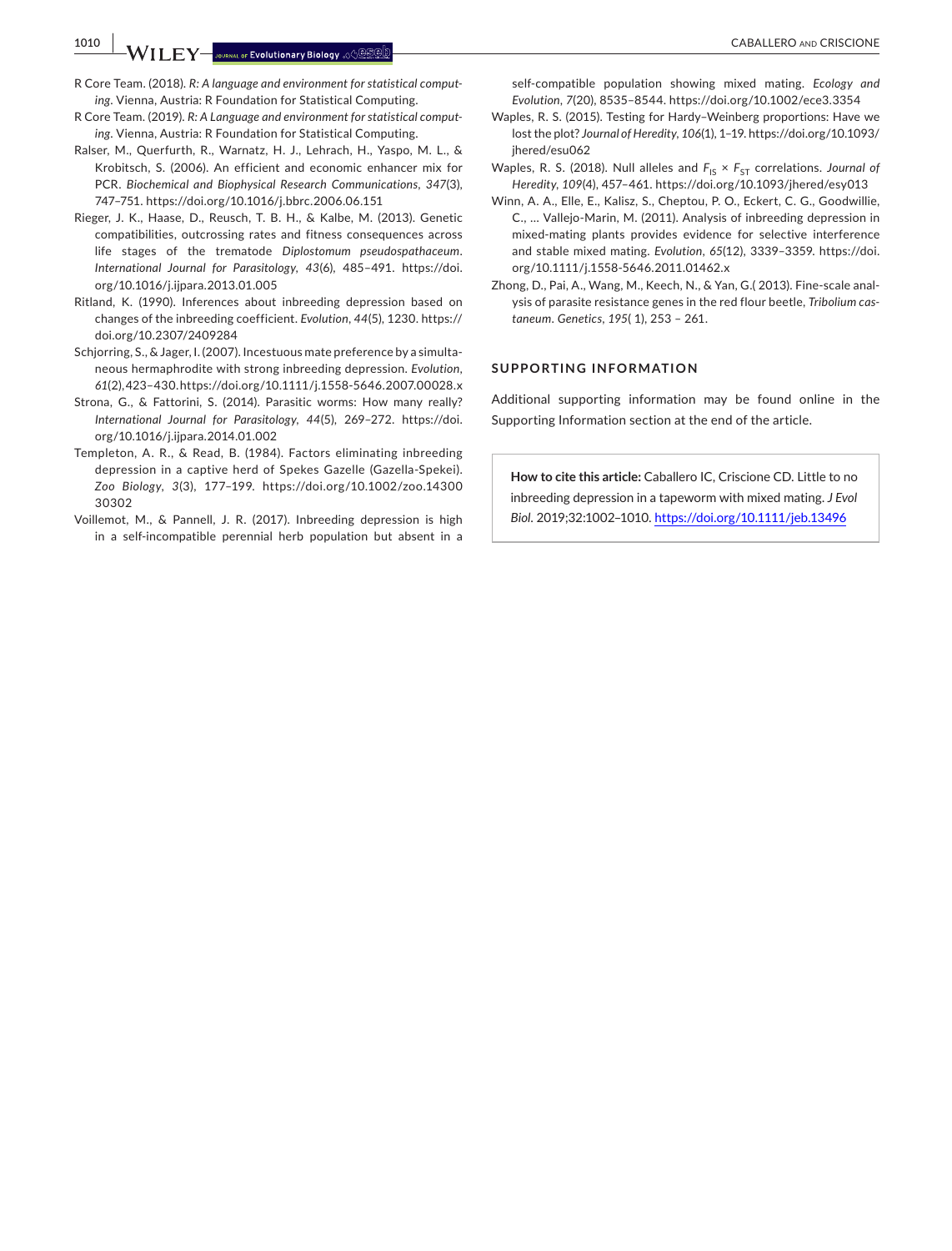R Core Team. (2018). *R: A language and environment for statistical computing*. Vienna, Austria: R Foundation for Statistical Computing.

R Core Team. (2019). *R: A Language and environment for statistical computing*. Vienna, Austria: R Foundation for Statistical Computing.

Ralser, M., Querfurth, R., Warnatz, H. J., Lehrach, H., Yaspo, M. L., & Krobitsch, S. (2006). An efficient and economic enhancer mix for PCR. *Biochemical and Biophysical Research Communications*, *347*(3), 747–751. https://doi.org/10.1016/j.bbrc.2006.06.151

Rieger, J. K., Haase, D., Reusch, T. B. H., & Kalbe, M. (2013). Genetic compatibilities, outcrossing rates and fitness consequences across life stages of the trematode *Diplostomum pseudospathaceum*. *International Journal for Parasitology*, *43*(6), 485–491. https://doi.org/10.1016/j.ijpara.2013.01.005

Ritland, K. (1990). Inferences about inbreeding depression based on changes of the inbreeding coefficient. *Evolution*, *44*(5), 1230. https://doi.org/10.2307/2409284

Schjorring, S., & Jager, I. (2007). Incestuous mate preference by a simultaneous hermaphrodite with strong inbreeding depression. *Evolution*, *61*(2), 423–430. https://doi.org/10.1111/j.1558-5646.2007.00028.x

Strona, G., & Fattorini, S. (2014). Parasitic worms: How many really? *International Journal for Parasitology*, *44*(5), 269–272. https://doi.org/10.1016/j.ijpara.2014.01.002

Templeton, A. R., & Read, B. (1984). Factors eliminating inbreeding depression in a captive herd of Spekes Gazelle (Gazella-Spekei). *Zoo Biology*, *3*(3), 177–199. https://doi.org/10.1002/zoo.1430030302

Voillemot, M., & Pannell, J. R. (2017). Inbreeding depression is high in a self-incompatible perennial herb population but absent in a self-compatible population showing mixed mating. *Ecology and Evolution*, *7*(20), 8535–8544. https://doi.org/10.1002/ece3.3354

Waples, R. S. (2015). Testing for Hardy–Weinberg proportions: Have we lost the plot? *Journal of Heredity*, *106*(1), 1–19. https://doi.org/10.1093/jhered/esu062

Waples, R. S. (2018). Null alleles and $F_{IS} \times F_{ST}$ correlations. *Journal of Heredity*, *109*(4), 457–461. https://doi.org/10.1093/jhered/esy013

Winn, A. A., Elle, E., Kalisz, S., Cheptou, P. O., Eckert, C. G., Goodwillie, C., … Vallejo-Marin, M. (2011). Analysis of inbreeding depression in mixed-mating plants provides evidence for selective interference and stable mixed mating. *Evolution*, *65*(12), 3339–3359. https://doi.org/10.1111/j.1558-5646.2011.01462.x

Zhong, D., Pai, A., Wang, M., Keech, N., & Yan, G.( 2013). Fine-scale analysis of parasite resistance genes in the red flour beetle, *Tribolium castaneum*. *Genetics*, *195*( 1), 253 – 261.

## SUPPORTING INFORMATION

Additional supporting information may be found online in the Supporting Information section at the end of the article.

**How to cite this article:** Caballero IC, Criscione CD. Little to no inbreeding depression in a tapeworm with mixed mating. *J Evol Biol.* 2019;32:1002–1010. https://doi.org/10.1111/jeb.13496